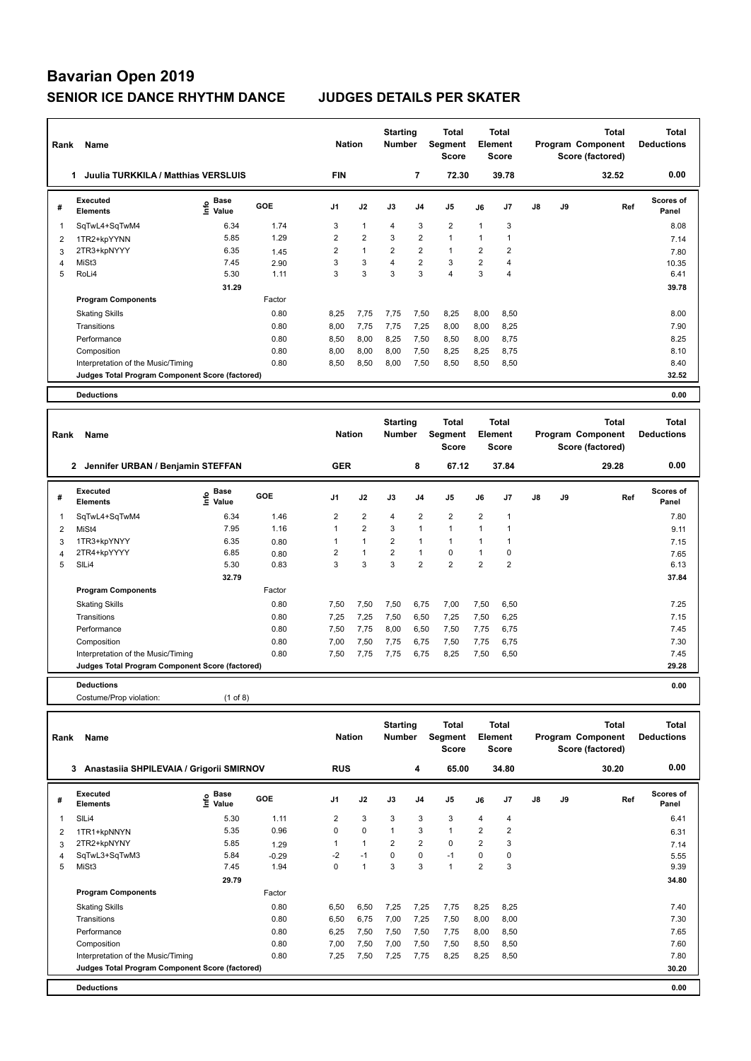# Bavarian Open 2019

## SENIOR ICE DANCE RHYTHM DANCE JUDGES DETAILS PER SKATER

| Rank | Name | Nation | Starting Number | Total Segment Score | Total Element Score | Total Program Component Score (factored) | Total Deductions |
|---|---|---|---|---|---|---|---|
| 1 | Juulia TURKKILA / Matthias VERSLUIS | FIN | 7 | 72.30 | 39.78 | 32.52 | 0.00 |

| # | Executed Elements | Info | Base Value | GOE | J1 | J2 | J3 | J4 | J5 | J6 | J7 | J8 | J9 | Ref | Scores of Panel |
|---|---|---|---|---|---|---|---|---|---|---|---|---|---|---|---|
| 1 | SqTwL4+SqTwM4 | | 6.34 | 1.74 | 3 | 1 | 4 | 3 | 2 | 1 | 3 | | | | 8.08 |
| 2 | 1TR2+kpYYNN | | 5.85 | 1.29 | 2 | 2 | 3 | 2 | 1 | 1 | 1 | | | | 7.14 |
| 3 | 2TR3+kpNYYY | | 6.35 | 1.45 | 2 | 1 | 2 | 2 | 1 | 2 | 2 | | | | 7.80 |
| 4 | MiSt3 | | 7.45 | 2.90 | 3 | 3 | 4 | 2 | 3 | 2 | 4 | | | | 10.35 |
| 5 | RoLi4 | | 5.30 | 1.11 | 3 | 3 | 3 | 3 | 4 | 3 | 4 | | | | 6.41 |
| | | | 31.29 | | | | | | | | | | | | 39.78 |

| Program Components | Factor | J1 | J2 | J3 | J4 | J5 | J6 | J7 | J8 | J9 | Scores of Panel |
|---|---|---|---|---|---|---|---|---|---|---|---|
| Skating Skills | 0.80 | 8,25 | 7,75 | 7,75 | 7,50 | 8,25 | 8,00 | 8,50 | | | 8.00 |
| Transitions | 0.80 | 8,00 | 7,75 | 7,75 | 7,25 | 8,00 | 8,00 | 8,25 | | | 7.90 |
| Performance | 0.80 | 8,50 | 8,00 | 8,25 | 7,50 | 8,50 | 8,00 | 8,75 | | | 8.25 |
| Composition | 0.80 | 8,00 | 8,00 | 8,00 | 7,50 | 8,25 | 8,25 | 8,75 | | | 8.10 |
| Interpretation of the Music/Timing | 0.80 | 8,50 | 8,50 | 8,00 | 7,50 | 8,50 | 8,50 | 8,50 | | | 8.40 |
| Judges Total Program Component Score (factored) | | | | | | | | | | | 32.52 |

**Deductions** 0.00

| Rank | Name | Nation | Starting Number | Total Segment Score | Total Element Score | Total Program Component Score (factored) | Total Deductions |
|---|---|---|---|---|---|---|---|
| 2 | Jennifer URBAN / Benjamin STEFFAN | GER | 8 | 67.12 | 37.84 | 29.28 | 0.00 |

| # | Executed Elements | Info | Base Value | GOE | J1 | J2 | J3 | J4 | J5 | J6 | J7 | J8 | J9 | Ref | Scores of Panel |
|---|---|---|---|---|---|---|---|---|---|---|---|---|---|---|---|
| 1 | SqTwL4+SqTwM4 | | 6.34 | 1.46 | 2 | 2 | 4 | 2 | 2 | 2 | 1 | | | | 7.80 |
| 2 | MiSt4 | | 7.95 | 1.16 | 1 | 2 | 3 | 1 | 1 | 1 | 1 | | | | 9.11 |
| 3 | 1TR3+kpYNYY | | 6.35 | 0.80 | 1 | 1 | 2 | 1 | 1 | 1 | 1 | | | | 7.15 |
| 4 | 2TR4+kpYYYY | | 6.85 | 0.80 | 2 | 1 | 2 | 1 | 0 | 1 | 0 | | | | 7.65 |
| 5 | SlLi4 | | 5.30 | 0.83 | 3 | 3 | 3 | 2 | 2 | 2 | 2 | | | | 6.13 |
| | | | 32.79 | | | | | | | | | | | | 37.84 |

| Program Components | Factor | J1 | J2 | J3 | J4 | J5 | J6 | J7 | J8 | J9 | Scores of Panel |
|---|---|---|---|---|---|---|---|---|---|---|---|
| Skating Skills | 0.80 | 7,50 | 7,50 | 7,50 | 6,75 | 7,00 | 7,50 | 6,50 | | | 7.25 |
| Transitions | 0.80 | 7,25 | 7,25 | 7,50 | 6,50 | 7,25 | 7,50 | 6,25 | | | 7.15 |
| Performance | 0.80 | 7,50 | 7,75 | 8,00 | 6,50 | 7,50 | 7,75 | 6,75 | | | 7.45 |
| Composition | 0.80 | 7,00 | 7,50 | 7,75 | 6,75 | 7,50 | 7,75 | 6,75 | | | 7.30 |
| Interpretation of the Music/Timing | 0.80 | 7,50 | 7,75 | 7,75 | 6,75 | 8,25 | 7,50 | 6,50 | | | 7.45 |
| Judges Total Program Component Score (factored) | | | | | | | | | | | 29.28 |

**Deductions** 0.00

Costume/Prop violation: (1 of 8)

| Rank | Name | Nation | Starting Number | Total Segment Score | Total Element Score | Total Program Component Score (factored) | Total Deductions |
|---|---|---|---|---|---|---|---|
| 3 | Anastasiia SHPILEVAIA / Grigorii SMIRNOV | RUS | 4 | 65.00 | 34.80 | 30.20 | 0.00 |

| # | Executed Elements | Info | Base Value | GOE | J1 | J2 | J3 | J4 | J5 | J6 | J7 | J8 | J9 | Ref | Scores of Panel |
|---|---|---|---|---|---|---|---|---|---|---|---|---|---|---|---|
| 1 | SlLi4 | | 5.30 | 1.11 | 2 | 3 | 3 | 3 | 3 | 4 | 4 | | | | 6.41 |
| 2 | 1TR1+kpNNYN | | 5.35 | 0.96 | 0 | 0 | 1 | 3 | 1 | 2 | 2 | | | | 6.31 |
| 3 | 2TR2+kpNYNY | | 5.85 | 1.29 | 1 | 1 | 2 | 2 | 0 | 2 | 3 | | | | 7.14 |
| 4 | SqTwL3+SqTwM3 | | 5.84 | -0.29 | -2 | -1 | 0 | 0 | -1 | 0 | 0 | | | | 5.55 |
| 5 | MiSt3 | | 7.45 | 1.94 | 0 | 1 | 3 | 3 | 1 | 2 | 3 | | | | 9.39 |
| | | | 29.79 | | | | | | | | | | | | 34.80 |

| Program Components | Factor | J1 | J2 | J3 | J4 | J5 | J6 | J7 | J8 | J9 | Scores of Panel |
|---|---|---|---|---|---|---|---|---|---|---|---|
| Skating Skills | 0.80 | 6,50 | 6,50 | 7,25 | 7,25 | 7,75 | 8,25 | 8,25 | | | 7.40 |
| Transitions | 0.80 | 6,50 | 6,75 | 7,00 | 7,25 | 7,50 | 8,00 | 8,00 | | | 7.30 |
| Performance | 0.80 | 6,25 | 7,50 | 7,50 | 7,50 | 7,75 | 8,00 | 8,50 | | | 7.65 |
| Composition | 0.80 | 7,00 | 7,50 | 7,00 | 7,50 | 7,50 | 8,50 | 8,50 | | | 7.60 |
| Interpretation of the Music/Timing | 0.80 | 7,25 | 7,50 | 7,25 | 7,75 | 8,25 | 8,25 | 8,50 | | | 7.80 |
| Judges Total Program Component Score (factored) | | | | | | | | | | | 30.20 |

**Deductions** 0.00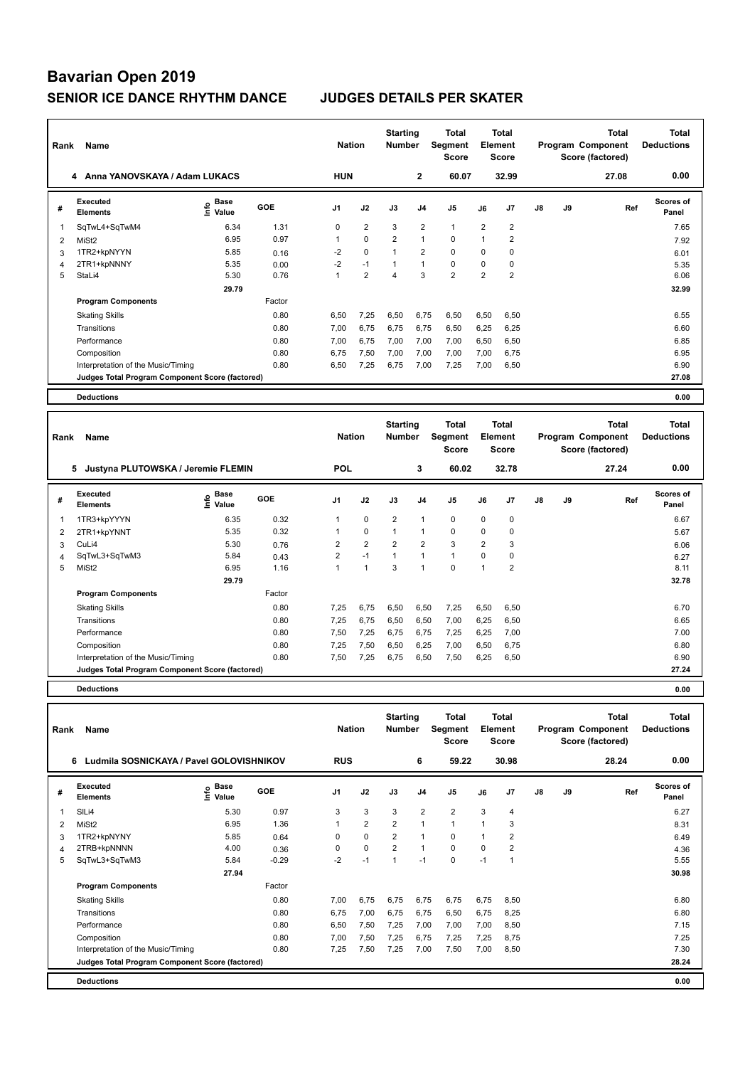# Bavarian Open 2019

## SENIOR ICE DANCE RHYTHM DANCE JUDGES DETAILS PER SKATER

| Rank | Name | Nation | Starting Number | Total Segment Score | Total Element Score | Total Program Component Score (factored) | Total Deductions |
|---|---|---|---|---|---|---|---|
| 4 | Anna YANOVSKAYA / Adam LUKACS | HUN | 2 | 60.07 | 32.99 | 27.08 | 0.00 |

| # | Executed Elements | Info | Base Value | GOE | J1 | J2 | J3 | J4 | J5 | J6 | J7 | J8 | J9 | Ref | Scores of Panel |
|---|---|---|---|---|---|---|---|---|---|---|---|---|---|---|---|
| 1 | SqTwL4+SqTwM4 | | 6.34 | 1.31 | 0 | 2 | 3 | 2 | 1 | 2 | 2 | | | | 7.65 |
| 2 | MiSt2 | | 6.95 | 0.97 | 1 | 0 | 2 | 1 | 0 | 1 | 2 | | | | 7.92 |
| 3 | 1TR2+kpNYYN | | 5.85 | 0.16 | -2 | 0 | 1 | 2 | 0 | 0 | 0 | | | | 6.01 |
| 4 | 2TR1+kpNNNY | | 5.35 | 0.00 | -2 | -1 | 1 | 1 | 0 | 0 | 0 | | | | 5.35 |
| 5 | StaLi4 | | 5.30 | 0.76 | 1 | 2 | 4 | 3 | 2 | 2 | 2 | | | | 6.06 |
| | | | 29.79 | | | | | | | | | | | | 32.99 |

| Program Components | Factor | J1 | J2 | J3 | J4 | J5 | J6 | J7 | J8 | J9 | Scores of Panel |
|---|---|---|---|---|---|---|---|---|---|---|---|
| Skating Skills | 0.80 | 6,50 | 7,25 | 6,50 | 6,75 | 6,50 | 6,50 | 6,50 | | | 6.55 |
| Transitions | 0.80 | 7,00 | 6,75 | 6,75 | 6,75 | 6,50 | 6,25 | 6,25 | | | 6.60 |
| Performance | 0.80 | 7,00 | 6,75 | 7,00 | 7,00 | 7,00 | 6,50 | 6,50 | | | 6.85 |
| Composition | 0.80 | 6,75 | 7,50 | 7,00 | 7,00 | 7,00 | 7,00 | 6,75 | | | 6.95 |
| Interpretation of the Music/Timing | 0.80 | 6,50 | 7,25 | 6,75 | 7,00 | 7,25 | 7,00 | 6,50 | | | 6.90 |
| Judges Total Program Component Score (factored) | | | | | | | | | | | 27.08 |

**Deductions** 0.00

| Rank | Name | Nation | Starting Number | Total Segment Score | Total Element Score | Total Program Component Score (factored) | Total Deductions |
|---|---|---|---|---|---|---|---|
| 5 | Justyna PLUTOWSKA / Jeremie FLEMIN | POL | 3 | 60.02 | 32.78 | 27.24 | 0.00 |

| # | Executed Elements | Info | Base Value | GOE | J1 | J2 | J3 | J4 | J5 | J6 | J7 | J8 | J9 | Ref | Scores of Panel |
|---|---|---|---|---|---|---|---|---|---|---|---|---|---|---|---|
| 1 | 1TR3+kpYYYN | | 6.35 | 0.32 | 1 | 0 | 2 | 1 | 0 | 0 | 0 | | | | 6.67 |
| 2 | 2TR1+kpYNNT | | 5.35 | 0.32 | 1 | 0 | 1 | 1 | 0 | 0 | 0 | | | | 5.67 |
| 3 | CuLi4 | | 5.30 | 0.76 | 2 | 2 | 2 | 2 | 3 | 2 | 3 | | | | 6.06 |
| 4 | SqTwL3+SqTwM3 | | 5.84 | 0.43 | 2 | -1 | 1 | 1 | 1 | 0 | 0 | | | | 6.27 |
| 5 | MiSt2 | | 6.95 | 1.16 | 1 | 1 | 3 | 1 | 0 | 1 | 2 | | | | 8.11 |
| | | | 29.79 | | | | | | | | | | | | 32.78 |

| Program Components | Factor | J1 | J2 | J3 | J4 | J5 | J6 | J7 | J8 | J9 | Scores of Panel |
|---|---|---|---|---|---|---|---|---|---|---|---|
| Skating Skills | 0.80 | 7,25 | 6,75 | 6,50 | 6,50 | 7,25 | 6,50 | 6,50 | | | 6.70 |
| Transitions | 0.80 | 7,25 | 6,75 | 6,50 | 6,50 | 7,00 | 6,25 | 6,50 | | | 6.65 |
| Performance | 0.80 | 7,50 | 7,25 | 6,75 | 6,75 | 7,25 | 6,25 | 7,00 | | | 7.00 |
| Composition | 0.80 | 7,25 | 7,50 | 6,50 | 6,25 | 7,00 | 6,50 | 6,75 | | | 6.80 |
| Interpretation of the Music/Timing | 0.80 | 7,50 | 7,25 | 6,75 | 6,50 | 7,50 | 6,25 | 6,50 | | | 6.90 |
| Judges Total Program Component Score (factored) | | | | | | | | | | | 27.24 |

**Deductions** 0.00

| Rank | Name | Nation | Starting Number | Total Segment Score | Total Element Score | Total Program Component Score (factored) | Total Deductions |
|---|---|---|---|---|---|---|---|
| 6 | Ludmila SOSNICKAYA / Pavel GOLOVISHNIKOV | RUS | 6 | 59.22 | 30.98 | 28.24 | 0.00 |

| # | Executed Elements | Info | Base Value | GOE | J1 | J2 | J3 | J4 | J5 | J6 | J7 | J8 | J9 | Ref | Scores of Panel |
|---|---|---|---|---|---|---|---|---|---|---|---|---|---|---|---|
| 1 | SlLi4 | | 5.30 | 0.97 | 3 | 3 | 3 | 2 | 2 | 3 | 4 | | | | 6.27 |
| 2 | MiSt2 | | 6.95 | 1.36 | 1 | 2 | 2 | 1 | 1 | 1 | 3 | | | | 8.31 |
| 3 | 1TR2+kpNYNY | | 5.85 | 0.64 | 0 | 0 | 2 | 1 | 0 | 1 | 2 | | | | 6.49 |
| 4 | 2TRB+kpNNNN | | 4.00 | 0.36 | 0 | 0 | 2 | 1 | 0 | 0 | 2 | | | | 4.36 |
| 5 | SqTwL3+SqTwM3 | | 5.84 | -0.29 | -2 | -1 | 1 | -1 | 0 | -1 | 1 | | | | 5.55 |
| | | | 27.94 | | | | | | | | | | | | 30.98 |

| Program Components | Factor | J1 | J2 | J3 | J4 | J5 | J6 | J7 | J8 | J9 | Scores of Panel |
|---|---|---|---|---|---|---|---|---|---|---|---|
| Skating Skills | 0.80 | 7,00 | 6,75 | 6,75 | 6,75 | 6,75 | 6,75 | 8,50 | | | 6.80 |
| Transitions | 0.80 | 6,75 | 7,00 | 6,75 | 6,75 | 6,50 | 6,75 | 8,25 | | | 6.80 |
| Performance | 0.80 | 6,50 | 7,50 | 7,25 | 7,00 | 7,00 | 7,00 | 8,50 | | | 7.15 |
| Composition | 0.80 | 7,00 | 7,50 | 7,25 | 6,75 | 7,25 | 7,25 | 8,75 | | | 7.25 |
| Interpretation of the Music/Timing | 0.80 | 7,25 | 7,50 | 7,25 | 7,00 | 7,50 | 7,00 | 8,50 | | | 7.30 |
| Judges Total Program Component Score (factored) | | | | | | | | | | | 28.24 |

**Deductions** 0.00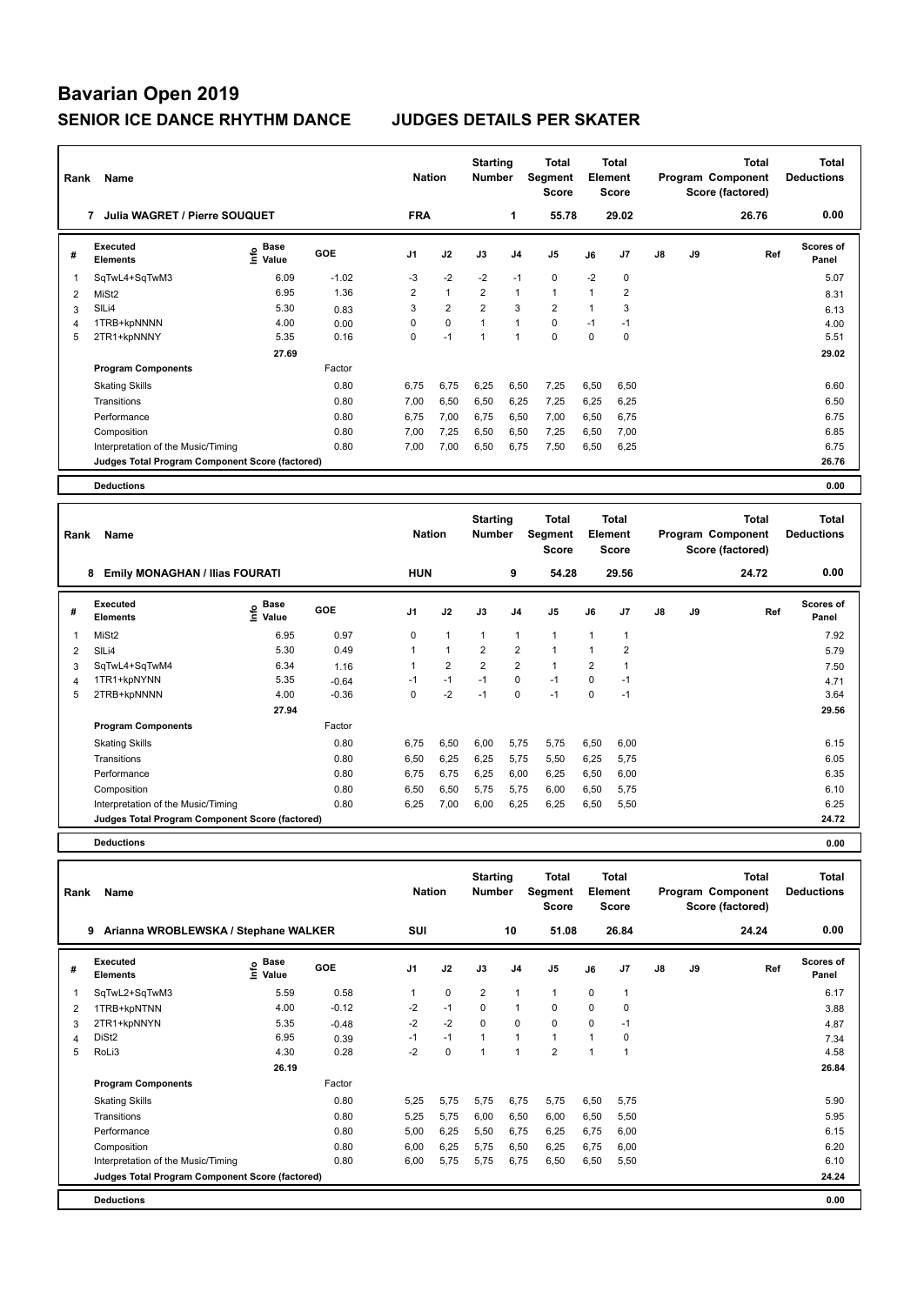# Bavarian Open 2019

## SENIOR ICE DANCE RHYTHM DANCE JUDGES DETAILS PER SKATER

| Rank | Name | Nation | Starting Number | Total Segment Score | Total Element Score | Total Program Component Score (factored) | Total Deductions |
|---|---|---|---|---|---|---|---|
| 7 | Julia WAGRET / Pierre SOUQUET | FRA | 1 | 55.78 | 29.02 | 26.76 | 0.00 |

| # | Executed Elements | Info | Base Value | GOE | J1 | J2 | J3 | J4 | J5 | J6 | J7 | J8 | J9 | Ref | Scores of Panel |
|---|---|---|---|---|---|---|---|---|---|---|---|---|---|---|---|
| 1 | SqTwL4+SqTwM3 | | 6.09 | -1.02 | -3 | -2 | -2 | -1 | 0 | -2 | 0 | | | | 5.07 |
| 2 | MiSt2 | | 6.95 | 1.36 | 2 | 1 | 2 | 1 | 1 | 1 | 2 | | | | 8.31 |
| 3 | SlLi4 | | 5.30 | 0.83 | 3 | 2 | 2 | 3 | 2 | 1 | 3 | | | | 6.13 |
| 4 | 1TRB+kpNNNN | | 4.00 | 0.00 | 0 | 0 | 1 | 1 | 0 | -1 | -1 | | | | 4.00 |
| 5 | 2TR1+kpNNNY | | 5.35 | 0.16 | 0 | -1 | 1 | 1 | 0 | 0 | 0 | | | | 5.51 |
| | | | 27.69 | | | | | | | | | | | | 29.02 |

| Program Components | Factor | J1 | J2 | J3 | J4 | J5 | J6 | J7 | J8 | J9 | | Scores of Panel |
|---|---|---|---|---|---|---|---|---|---|---|---|---|
| Skating Skills | 0.80 | 6,75 | 6,75 | 6,25 | 6,50 | 7,25 | 6,50 | 6,50 | | | | 6.60 |
| Transitions | 0.80 | 7,00 | 6,50 | 6,50 | 6,25 | 7,25 | 6,25 | 6,25 | | | | 6.50 |
| Performance | 0.80 | 6,75 | 7,00 | 6,75 | 6,50 | 7,00 | 6,50 | 6,75 | | | | 6.75 |
| Composition | 0.80 | 7,00 | 7,25 | 6,50 | 6,50 | 7,25 | 6,50 | 7,00 | | | | 6.85 |
| Interpretation of the Music/Timing | 0.80 | 7,00 | 7,00 | 6,50 | 6,75 | 7,50 | 6,50 | 6,25 | | | | 6.75 |
| Judges Total Program Component Score (factored) | | | | | | | | | | | | 26.76 |

**Deductions** 0.00

| Rank | Name | Nation | Starting Number | Total Segment Score | Total Element Score | Total Program Component Score (factored) | Total Deductions |
|---|---|---|---|---|---|---|---|
| 8 | Emily MONAGHAN / Ilias FOURATI | HUN | 9 | 54.28 | 29.56 | 24.72 | 0.00 |

| # | Executed Elements | Info | Base Value | GOE | J1 | J2 | J3 | J4 | J5 | J6 | J7 | J8 | J9 | Ref | Scores of Panel |
|---|---|---|---|---|---|---|---|---|---|---|---|---|---|---|---|
| 1 | MiSt2 | | 6.95 | 0.97 | 0 | 1 | 1 | 1 | 1 | 1 | 1 | | | | 7.92 |
| 2 | SlLi4 | | 5.30 | 0.49 | 1 | 1 | 2 | 2 | 1 | 1 | 2 | | | | 5.79 |
| 3 | SqTwL4+SqTwM4 | | 6.34 | 1.16 | 1 | 2 | 2 | 2 | 1 | 2 | 1 | | | | 7.50 |
| 4 | 1TR1+kpNYNN | | 5.35 | -0.64 | -1 | -1 | -1 | 0 | -1 | 0 | -1 | | | | 4.71 |
| 5 | 2TRB+kpNNNN | | 4.00 | -0.36 | 0 | -2 | -1 | 0 | -1 | 0 | -1 | | | | 3.64 |
| | | | 27.94 | | | | | | | | | | | | 29.56 |

| Program Components | Factor | J1 | J2 | J3 | J4 | J5 | J6 | J7 | J8 | J9 | | Scores of Panel |
|---|---|---|---|---|---|---|---|---|---|---|---|---|
| Skating Skills | 0.80 | 6,75 | 6,50 | 6,00 | 5,75 | 5,75 | 6,50 | 6,00 | | | | 6.15 |
| Transitions | 0.80 | 6,50 | 6,25 | 6,25 | 5,75 | 5,50 | 6,25 | 5,75 | | | | 6.05 |
| Performance | 0.80 | 6,75 | 6,75 | 6,25 | 6,00 | 6,25 | 6,50 | 6,00 | | | | 6.35 |
| Composition | 0.80 | 6,50 | 6,50 | 5,75 | 5,75 | 6,00 | 6,50 | 5,75 | | | | 6.10 |
| Interpretation of the Music/Timing | 0.80 | 6,25 | 7,00 | 6,00 | 6,25 | 6,25 | 6,50 | 5,50 | | | | 6.25 |
| Judges Total Program Component Score (factored) | | | | | | | | | | | | 24.72 |

**Deductions** 0.00

| Rank | Name | Nation | Starting Number | Total Segment Score | Total Element Score | Total Program Component Score (factored) | Total Deductions |
|---|---|---|---|---|---|---|---|
| 9 | Arianna WROBLEWSKA / Stephane WALKER | SUI | 10 | 51.08 | 26.84 | 24.24 | 0.00 |

| # | Executed Elements | Info | Base Value | GOE | J1 | J2 | J3 | J4 | J5 | J6 | J7 | J8 | J9 | Ref | Scores of Panel |
|---|---|---|---|---|---|---|---|---|---|---|---|---|---|---|---|
| 1 | SqTwL2+SqTwM3 | | 5.59 | 0.58 | 1 | 0 | 2 | 1 | 1 | 0 | 1 | | | | 6.17 |
| 2 | 1TRB+kpNTNN | | 4.00 | -0.12 | -2 | -1 | 0 | 1 | 0 | 0 | 0 | | | | 3.88 |
| 3 | 2TR1+kpNNYN | | 5.35 | -0.48 | -2 | -2 | 0 | 0 | 0 | 0 | -1 | | | | 4.87 |
| 4 | DiSt2 | | 6.95 | 0.39 | -1 | -1 | 1 | 1 | 1 | 1 | 0 | | | | 7.34 |
| 5 | RoLi3 | | 4.30 | 0.28 | -2 | 0 | 1 | 1 | 2 | 1 | 1 | | | | 4.58 |
| | | | 26.19 | | | | | | | | | | | | 26.84 |

| Program Components | Factor | J1 | J2 | J3 | J4 | J5 | J6 | J7 | J8 | J9 | | Scores of Panel |
|---|---|---|---|---|---|---|---|---|---|---|---|---|
| Skating Skills | 0.80 | 5,25 | 5,75 | 5,75 | 6,75 | 5,75 | 6,50 | 5,75 | | | | 5.90 |
| Transitions | 0.80 | 5,25 | 5,75 | 6,00 | 6,50 | 6,00 | 6,50 | 5,50 | | | | 5.95 |
| Performance | 0.80 | 5,00 | 6,25 | 5,50 | 6,75 | 6,25 | 6,75 | 6,00 | | | | 6.15 |
| Composition | 0.80 | 6,00 | 6,25 | 5,75 | 6,50 | 6,25 | 6,75 | 6,00 | | | | 6.20 |
| Interpretation of the Music/Timing | 0.80 | 6,00 | 5,75 | 5,75 | 6,75 | 6,50 | 6,50 | 5,50 | | | | 6.10 |
| Judges Total Program Component Score (factored) | | | | | | | | | | | | 24.24 |

**Deductions** 0.00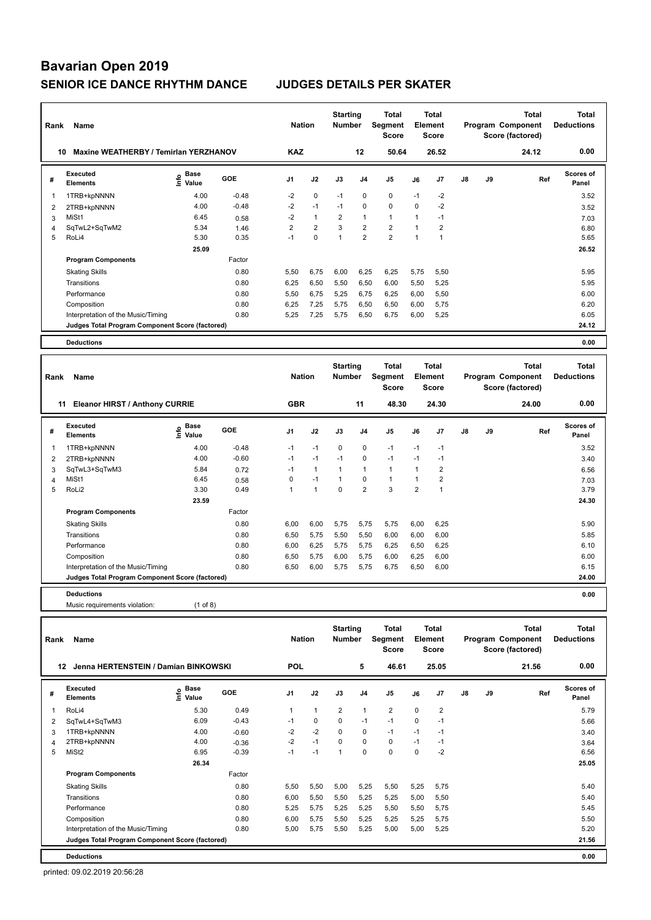# Bavarian Open 2019

## SENIOR ICE DANCE RHYTHM DANCE — JUDGES DETAILS PER SKATER

| Rank | Name | Nation | Starting Number | Total Segment Score | Total Element Score | Total Program Component Score (factored) | Total Deductions |
|---|---|---|---|---|---|---|---|
| 10 | Maxine WEATHERBY / Temirlan YERZHANOV | KAZ | 12 | 50.64 | 26.52 | 24.12 | 0.00 |

| # | Executed Elements | Info | Base Value | GOE | J1 | J2 | J3 | J4 | J5 | J6 | J7 | J8 | J9 | Ref | Scores of Panel |
|---|---|---|---|---|---|---|---|---|---|---|---|---|---|---|---|
| 1 | 1TRB+kpNNNN | | 4.00 | -0.48 | -2 | 0 | -1 | 0 | 0 | -1 | -2 | | | | 3.52 |
| 2 | 2TRB+kpNNNN | | 4.00 | -0.48 | -2 | -1 | -1 | 0 | 0 | 0 | -2 | | | | 3.52 |
| 3 | MiSt1 | | 6.45 | 0.58 | -2 | 1 | 2 | 1 | 1 | 1 | -1 | | | | 7.03 |
| 4 | SqTwL2+SqTwM2 | | 5.34 | 1.46 | 2 | 2 | 3 | 2 | 2 | 1 | 2 | | | | 6.80 |
| 5 | RoLi4 | | 5.30 | 0.35 | -1 | 0 | 1 | 2 | 2 | 1 | 1 | | | | 5.65 |
| | | | 25.09 | | | | | | | | | | | | 26.52 |

| Program Components | Factor | J1 | J2 | J3 | J4 | J5 | J6 | J7 | J8 | J9 | Scores of Panel |
|---|---|---|---|---|---|---|---|---|---|---|---|
| Skating Skills | 0.80 | 5,50 | 6,75 | 6,00 | 6,25 | 6,25 | 5,75 | 5,50 | | | 5.95 |
| Transitions | 0.80 | 6,25 | 6,50 | 5,50 | 6,50 | 6,00 | 5,50 | 5,25 | | | 5.95 |
| Performance | 0.80 | 5,50 | 6,75 | 5,25 | 6,75 | 6,25 | 6,00 | 5,50 | | | 6.00 |
| Composition | 0.80 | 6,25 | 7,25 | 5,75 | 6,50 | 6,50 | 6,00 | 5,75 | | | 6.20 |
| Interpretation of the Music/Timing | 0.80 | 5,25 | 7,25 | 5,75 | 6,50 | 6,75 | 6,00 | 5,25 | | | 6.05 |
| Judges Total Program Component Score (factored) | | | | | | | | | | | 24.12 |

**Deductions** 0.00

| Rank | Name | Nation | Starting Number | Total Segment Score | Total Element Score | Total Program Component Score (factored) | Total Deductions |
|---|---|---|---|---|---|---|---|
| 11 | Eleanor HIRST / Anthony CURRIE | GBR | 11 | 48.30 | 24.30 | 24.00 | 0.00 |

| # | Executed Elements | Info | Base Value | GOE | J1 | J2 | J3 | J4 | J5 | J6 | J7 | J8 | J9 | Ref | Scores of Panel |
|---|---|---|---|---|---|---|---|---|---|---|---|---|---|---|---|
| 1 | 1TRB+kpNNNN | | 4.00 | -0.48 | -1 | -1 | 0 | 0 | -1 | -1 | -1 | | | | 3.52 |
| 2 | 2TRB+kpNNNN | | 4.00 | -0.60 | -1 | -1 | -1 | 0 | -1 | -1 | -1 | | | | 3.40 |
| 3 | SqTwL3+SqTwM3 | | 5.84 | 0.72 | -1 | 1 | 1 | 1 | 1 | 1 | 2 | | | | 6.56 |
| 4 | MiSt1 | | 6.45 | 0.58 | 0 | -1 | 1 | 0 | 1 | 1 | 2 | | | | 7.03 |
| 5 | RoLi2 | | 3.30 | 0.49 | 1 | 1 | 0 | 2 | 3 | 2 | 1 | | | | 3.79 |
| | | | 23.59 | | | | | | | | | | | | 24.30 |

| Program Components | Factor | J1 | J2 | J3 | J4 | J5 | J6 | J7 | J8 | J9 | Scores of Panel |
|---|---|---|---|---|---|---|---|---|---|---|---|
| Skating Skills | 0.80 | 6,00 | 6,00 | 5,75 | 5,75 | 5,75 | 6,00 | 6,25 | | | 5.90 |
| Transitions | 0.80 | 6,50 | 5,75 | 5,50 | 5,50 | 6,00 | 6,00 | 6,00 | | | 5.85 |
| Performance | 0.80 | 6,00 | 6,25 | 5,75 | 5,75 | 6,25 | 6,50 | 6,25 | | | 6.10 |
| Composition | 0.80 | 6,50 | 5,75 | 6,00 | 5,75 | 6,00 | 6,25 | 6,00 | | | 6.00 |
| Interpretation of the Music/Timing | 0.80 | 6,50 | 6,00 | 5,75 | 5,75 | 6,75 | 6,50 | 6,00 | | | 6.15 |
| Judges Total Program Component Score (factored) | | | | | | | | | | | 24.00 |

**Deductions** 0.00

Music requirements violation: (1 of 8)

| Rank | Name | Nation | Starting Number | Total Segment Score | Total Element Score | Total Program Component Score (factored) | Total Deductions |
|---|---|---|---|---|---|---|---|
| 12 | Jenna HERTENSTEIN / Damian BINKOWSKI | POL | 5 | 46.61 | 25.05 | 21.56 | 0.00 |

| # | Executed Elements | Info | Base Value | GOE | J1 | J2 | J3 | J4 | J5 | J6 | J7 | J8 | J9 | Ref | Scores of Panel |
|---|---|---|---|---|---|---|---|---|---|---|---|---|---|---|---|
| 1 | RoLi4 | | 5.30 | 0.49 | 1 | 1 | 2 | 1 | 2 | 0 | 2 | | | | 5.79 |
| 2 | SqTwL4+SqTwM3 | | 6.09 | -0.43 | -1 | 0 | 0 | -1 | -1 | 0 | -1 | | | | 5.66 |
| 3 | 1TRB+kpNNNN | | 4.00 | -0.60 | -2 | -2 | 0 | 0 | -1 | -1 | -1 | | | | 3.40 |
| 4 | 2TRB+kpNNNN | | 4.00 | -0.36 | -2 | -1 | 0 | 0 | 0 | -1 | -1 | | | | 3.64 |
| 5 | MiSt2 | | 6.95 | -0.39 | -1 | -1 | 1 | 0 | 0 | 0 | -2 | | | | 6.56 |
| | | | 26.34 | | | | | | | | | | | | 25.05 |

| Program Components | Factor | J1 | J2 | J3 | J4 | J5 | J6 | J7 | J8 | J9 | Scores of Panel |
|---|---|---|---|---|---|---|---|---|---|---|---|
| Skating Skills | 0.80 | 5,50 | 5,50 | 5,00 | 5,25 | 5,50 | 5,25 | 5,75 | | | 5.40 |
| Transitions | 0.80 | 6,00 | 5,50 | 5,50 | 5,25 | 5,25 | 5,00 | 5,50 | | | 5.40 |
| Performance | 0.80 | 5,25 | 5,75 | 5,25 | 5,25 | 5,50 | 5,50 | 5,75 | | | 5.45 |
| Composition | 0.80 | 6,00 | 5,75 | 5,50 | 5,25 | 5,25 | 5,25 | 5,75 | | | 5.50 |
| Interpretation of the Music/Timing | 0.80 | 5,00 | 5,75 | 5,50 | 5,25 | 5,00 | 5,00 | 5,25 | | | 5.20 |
| Judges Total Program Component Score (factored) | | | | | | | | | | | 21.56 |

**Deductions** 0.00

printed: 09.02.2019 20:56:28